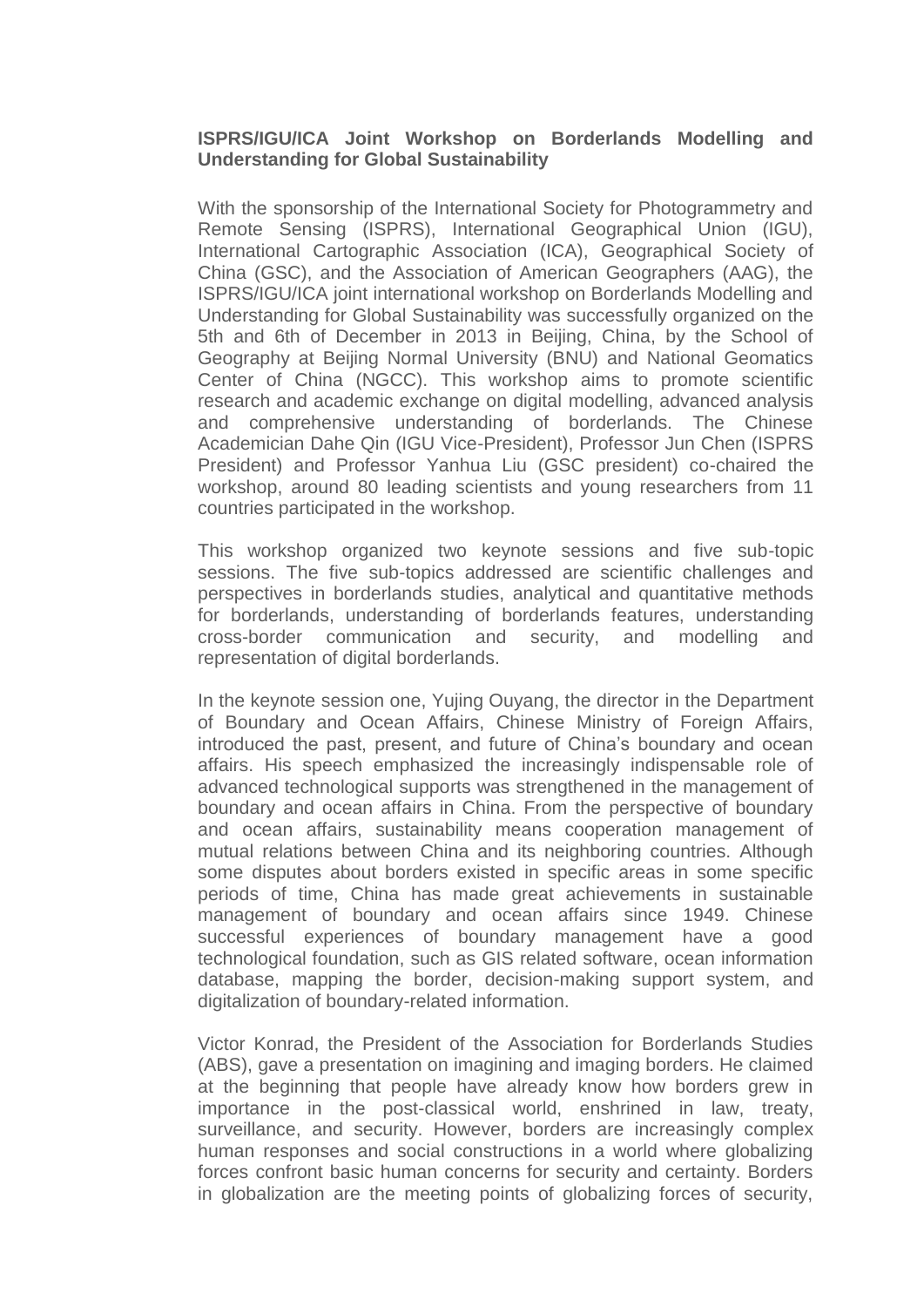**ISPRS/IGU/ICA Joint Workshop on Borderlands Modelling and Understanding for Global Sustainability**

With the sponsorship of the International Society for Photogrammetry and Remote Sensing (ISPRS), International Geographical Union (IGU), International Cartographic Association (ICA), Geographical Society of China (GSC), and the Association of American Geographers (AAG), the ISPRS/IGU/ICA joint international workshop on Borderlands Modelling and Understanding for Global Sustainability was successfully organized on the 5th and 6th of December in 2013 in Beijing, China, by the School of Geography at Beijing Normal University (BNU) and National Geomatics Center of China (NGCC). This workshop aims to promote scientific research and academic exchange on digital modelling, advanced analysis and comprehensive understanding of borderlands. The Chinese Academician Dahe Qin (IGU Vice-President), Professor Jun Chen (ISPRS President) and Professor Yanhua Liu (GSC president) co-chaired the workshop, around 80 leading scientists and young researchers from 11 countries participated in the workshop.

This workshop organized two keynote sessions and five sub-topic sessions. The five sub-topics addressed are scientific challenges and perspectives in borderlands studies, analytical and quantitative methods for borderlands, understanding of borderlands features, understanding cross-border communication and security, and modelling and representation of digital borderlands.

In the keynote session one, Yujing Ouyang, the director in the Department of Boundary and Ocean Affairs, Chinese Ministry of Foreign Affairs, introduced the past, present, and future of China's boundary and ocean affairs. His speech emphasized the increasingly indispensable role of advanced technological supports was strengthened in the management of boundary and ocean affairs in China. From the perspective of boundary and ocean affairs, sustainability means cooperation management of mutual relations between China and its neighboring countries. Although some disputes about borders existed in specific areas in some specific periods of time, China has made great achievements in sustainable management of boundary and ocean affairs since 1949. Chinese successful experiences of boundary management have a good technological foundation, such as GIS related software, ocean information database, mapping the border, decision-making support system, and digitalization of boundary-related information.

Victor Konrad, the President of the Association for Borderlands Studies (ABS), gave a presentation on imagining and imaging borders. He claimed at the beginning that people have already know how borders grew in importance in the post-classical world, enshrined in law, treaty, surveillance, and security. However, borders are increasingly complex human responses and social constructions in a world where globalizing forces confront basic human concerns for security and certainty. Borders in globalization are the meeting points of globalizing forces of security,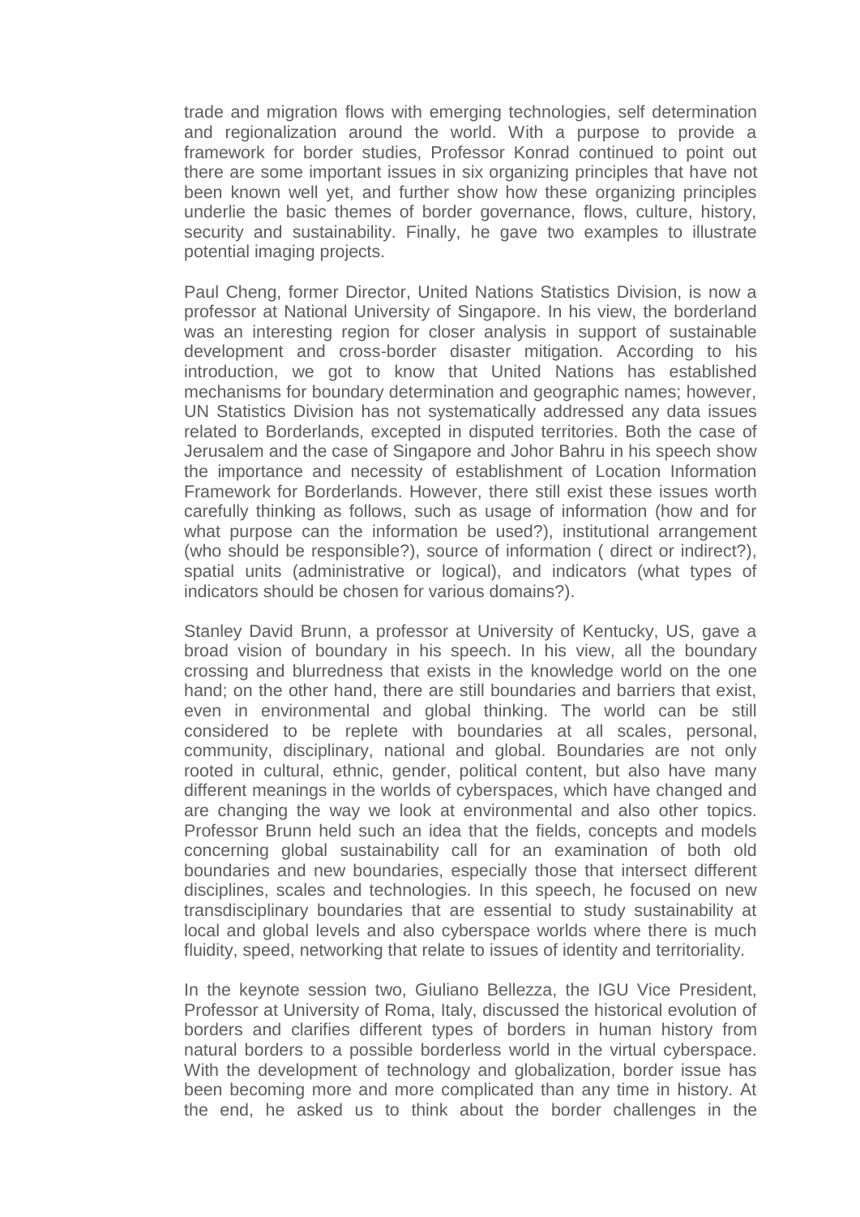trade and migration flows with emerging technologies, self determination and regionalization around the world. With a purpose to provide a framework for border studies, Professor Konrad continued to point out there are some important issues in six organizing principles that have not been known well yet, and further show how these organizing principles underlie the basic themes of border governance, flows, culture, history, security and sustainability. Finally, he gave two examples to illustrate potential imaging projects.

Paul Cheng, former Director, United Nations Statistics Division, is now a professor at National University of Singapore. In his view, the borderland was an interesting region for closer analysis in support of sustainable development and cross-border disaster mitigation. According to his introduction, we got to know that United Nations has established mechanisms for boundary determination and geographic names; however, UN Statistics Division has not systematically addressed any data issues related to Borderlands, excepted in disputed territories. Both the case of Jerusalem and the case of Singapore and Johor Bahru in his speech show the importance and necessity of establishment of Location Information Framework for Borderlands. However, there still exist these issues worth carefully thinking as follows, such as usage of information (how and for what purpose can the information be used?), institutional arrangement (who should be responsible?), source of information ( direct or indirect?), spatial units (administrative or logical), and indicators (what types of indicators should be chosen for various domains?).

Stanley David Brunn, a professor at University of Kentucky, US, gave a broad vision of boundary in his speech. In his view, all the boundary crossing and blurredness that exists in the knowledge world on the one hand; on the other hand, there are still boundaries and barriers that exist, even in environmental and global thinking. The world can be still considered to be replete with boundaries at all scales, personal, community, disciplinary, national and global. Boundaries are not only rooted in cultural, ethnic, gender, political content, but also have many different meanings in the worlds of cyberspaces, which have changed and are changing the way we look at environmental and also other topics. Professor Brunn held such an idea that the fields, concepts and models concerning global sustainability call for an examination of both old boundaries and new boundaries, especially those that intersect different disciplines, scales and technologies. In this speech, he focused on new transdisciplinary boundaries that are essential to study sustainability at local and global levels and also cyberspace worlds where there is much fluidity, speed, networking that relate to issues of identity and territoriality.

In the keynote session two, Giuliano Bellezza, the IGU Vice President, Professor at University of Roma, Italy, discussed the historical evolution of borders and clarifies different types of borders in human history from natural borders to a possible borderless world in the virtual cyberspace. With the development of technology and globalization, border issue has been becoming more and more complicated than any time in history. At the end, he asked us to think about the border challenges in the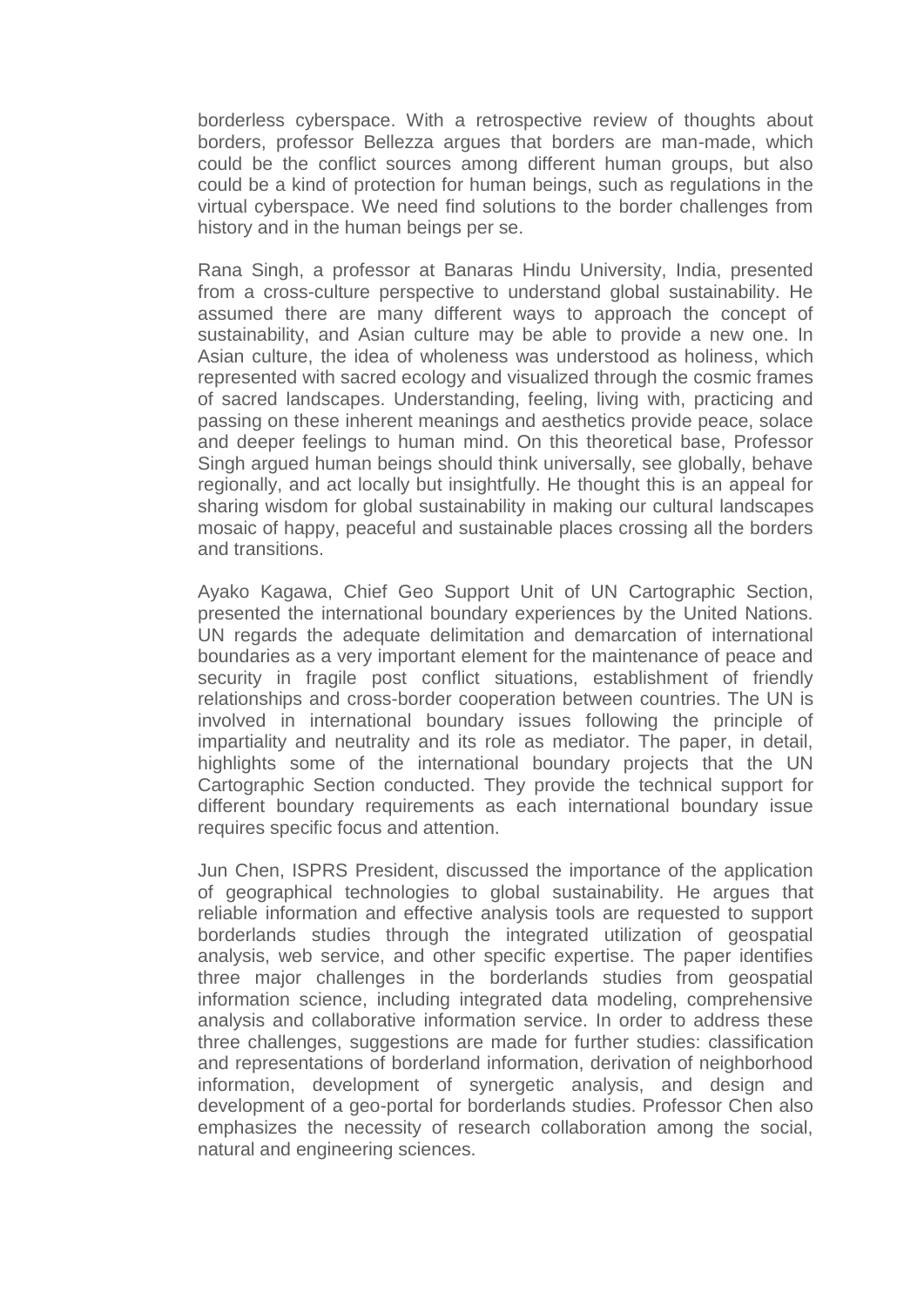borderless cyberspace. With a retrospective review of thoughts about borders, professor Bellezza argues that borders are man-made, which could be the conflict sources among different human groups, but also could be a kind of protection for human beings, such as regulations in the virtual cyberspace. We need find solutions to the border challenges from history and in the human beings per se.

Rana Singh, a professor at Banaras Hindu University, India, presented from a cross-culture perspective to understand global sustainability. He assumed there are many different ways to approach the concept of sustainability, and Asian culture may be able to provide a new one. In Asian culture, the idea of wholeness was understood as holiness, which represented with sacred ecology and visualized through the cosmic frames of sacred landscapes. Understanding, feeling, living with, practicing and passing on these inherent meanings and aesthetics provide peace, solace and deeper feelings to human mind. On this theoretical base, Professor Singh argued human beings should think universally, see globally, behave regionally, and act locally but insightfully. He thought this is an appeal for sharing wisdom for global sustainability in making our cultural landscapes mosaic of happy, peaceful and sustainable places crossing all the borders and transitions.

Ayako Kagawa, Chief Geo Support Unit of UN Cartographic Section, presented the international boundary experiences by the United Nations. UN regards the adequate delimitation and demarcation of international boundaries as a very important element for the maintenance of peace and security in fragile post conflict situations, establishment of friendly relationships and cross-border cooperation between countries. The UN is involved in international boundary issues following the principle of impartiality and neutrality and its role as mediator. The paper, in detail, highlights some of the international boundary projects that the UN Cartographic Section conducted. They provide the technical support for different boundary requirements as each international boundary issue requires specific focus and attention.

Jun Chen, ISPRS President, discussed the importance of the application of geographical technologies to global sustainability. He argues that reliable information and effective analysis tools are requested to support borderlands studies through the integrated utilization of geospatial analysis, web service, and other specific expertise. The paper identifies three major challenges in the borderlands studies from geospatial information science, including integrated data modeling, comprehensive analysis and collaborative information service. In order to address these three challenges, suggestions are made for further studies: classification and representations of borderland information, derivation of neighborhood information, development of synergetic analysis, and design and development of a geo-portal for borderlands studies. Professor Chen also emphasizes the necessity of research collaboration among the social, natural and engineering sciences.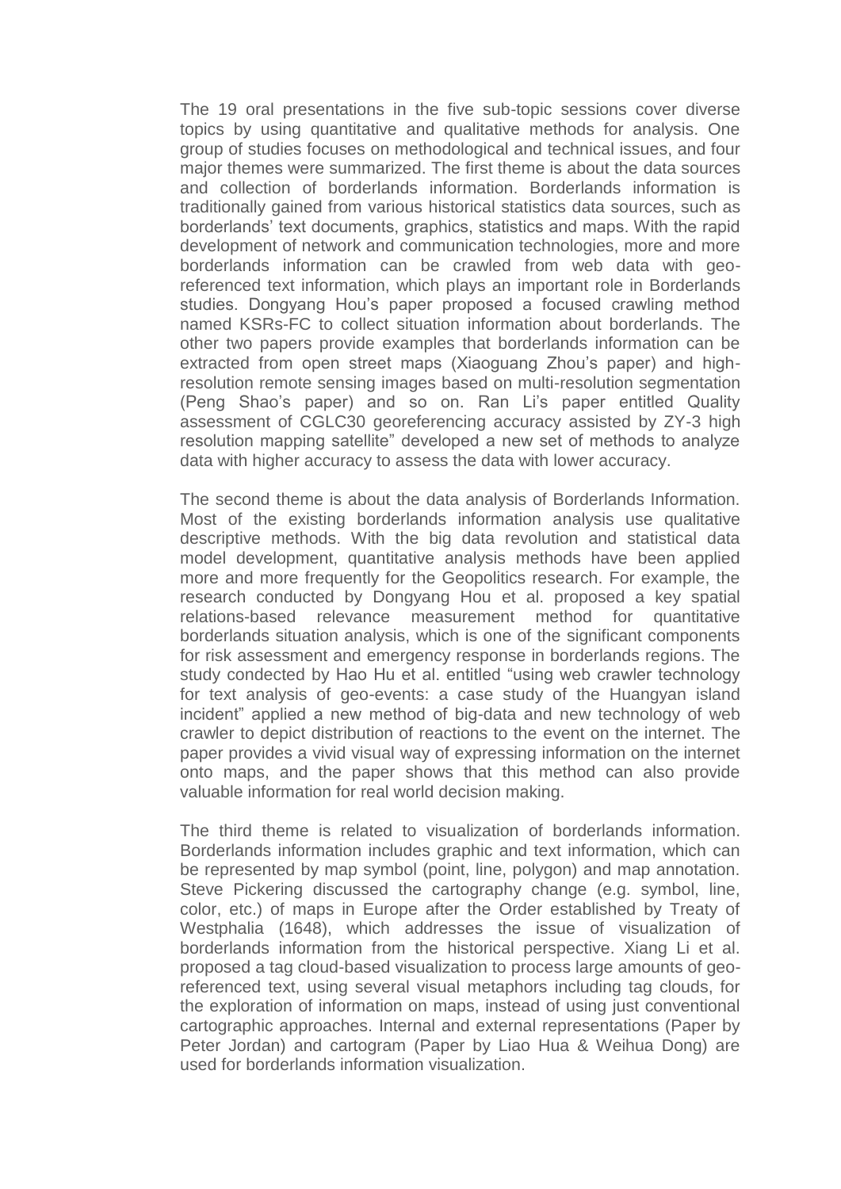The 19 oral presentations in the five sub-topic sessions cover diverse topics by using quantitative and qualitative methods for analysis. One group of studies focuses on methodological and technical issues, and four major themes were summarized. The first theme is about the data sources and collection of borderlands information. Borderlands information is traditionally gained from various historical statistics data sources, such as borderlands' text documents, graphics, statistics and maps. With the rapid development of network and communication technologies, more and more borderlands information can be crawled from web data with geo-referenced text information, which plays an important role in Borderlands studies. Dongyang Hou's paper proposed a focused crawling method named KSRs-FC to collect situation information about borderlands. The other two papers provide examples that borderlands information can be extracted from open street maps (Xiaoguang Zhou's paper) and high-resolution remote sensing images based on multi-resolution segmentation (Peng Shao's paper) and so on. Ran Li's paper entitled Quality assessment of CGLC30 georeferencing accuracy assisted by ZY-3 high resolution mapping satellite" developed a new set of methods to analyze data with higher accuracy to assess the data with lower accuracy.

The second theme is about the data analysis of Borderlands Information. Most of the existing borderlands information analysis use qualitative descriptive methods. With the big data revolution and statistical data model development, quantitative analysis methods have been applied more and more frequently for the Geopolitics research. For example, the research conducted by Dongyang Hou et al. proposed a key spatial relations-based relevance measurement method for quantitative borderlands situation analysis, which is one of the significant components for risk assessment and emergency response in borderlands regions. The study condected by Hao Hu et al. entitled "using web crawler technology for text analysis of geo-events: a case study of the Huangyan island incident" applied a new method of big-data and new technology of web crawler to depict distribution of reactions to the event on the internet. The paper provides a vivid visual way of expressing information on the internet onto maps, and the paper shows that this method can also provide valuable information for real world decision making.

The third theme is related to visualization of borderlands information. Borderlands information includes graphic and text information, which can be represented by map symbol (point, line, polygon) and map annotation. Steve Pickering discussed the cartography change (e.g. symbol, line, color, etc.) of maps in Europe after the Order established by Treaty of Westphalia (1648), which addresses the issue of visualization of borderlands information from the historical perspective. Xiang Li et al. proposed a tag cloud-based visualization to process large amounts of geo-referenced text, using several visual metaphors including tag clouds, for the exploration of information on maps, instead of using just conventional cartographic approaches. Internal and external representations (Paper by Peter Jordan) and cartogram (Paper by Liao Hua & Weihua Dong) are used for borderlands information visualization.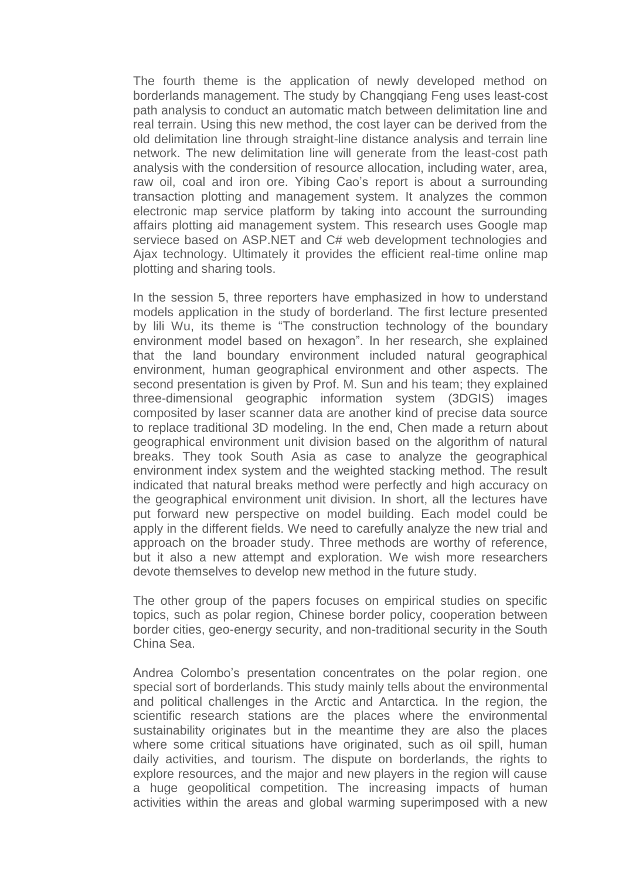The fourth theme is the application of newly developed method on borderlands management. The study by Changqiang Feng uses least-cost path analysis to conduct an automatic match between delimitation line and real terrain. Using this new method, the cost layer can be derived from the old delimitation line through straight-line distance analysis and terrain line network. The new delimitation line will generate from the least-cost path analysis with the condersition of resource allocation, including water, area, raw oil, coal and iron ore. Yibing Cao's report is about a surrounding transaction plotting and management system. It analyzes the common electronic map service platform by taking into account the surrounding affairs plotting aid management system. This research uses Google map serviece based on ASP.NET and C# web development technologies and Ajax technology. Ultimately it provides the efficient real-time online map plotting and sharing tools.

In the session 5, three reporters have emphasized in how to understand models application in the study of borderland. The first lecture presented by lili Wu, its theme is "The construction technology of the boundary environment model based on hexagon". In her research, she explained that the land boundary environment included natural geographical environment, human geographical environment and other aspects. The second presentation is given by Prof. M. Sun and his team; they explained three-dimensional geographic information system (3DGIS) images composited by laser scanner data are another kind of precise data source to replace traditional 3D modeling. In the end, Chen made a return about geographical environment unit division based on the algorithm of natural breaks. They took South Asia as case to analyze the geographical environment index system and the weighted stacking method. The result indicated that natural breaks method were perfectly and high accuracy on the geographical environment unit division. In short, all the lectures have put forward new perspective on model building. Each model could be apply in the different fields. We need to carefully analyze the new trial and approach on the broader study. Three methods are worthy of reference, but it also a new attempt and exploration. We wish more researchers devote themselves to develop new method in the future study.

The other group of the papers focuses on empirical studies on specific topics, such as polar region, Chinese border policy, cooperation between border cities, geo-energy security, and non-traditional security in the South China Sea.

Andrea Colombo's presentation concentrates on the polar region, one special sort of borderlands. This study mainly tells about the environmental and political challenges in the Arctic and Antarctica. In the region, the scientific research stations are the places where the environmental sustainability originates but in the meantime they are also the places where some critical situations have originated, such as oil spill, human daily activities, and tourism. The dispute on borderlands, the rights to explore resources, and the major and new players in the region will cause a huge geopolitical competition. The increasing impacts of human activities within the areas and global warming superimposed with a new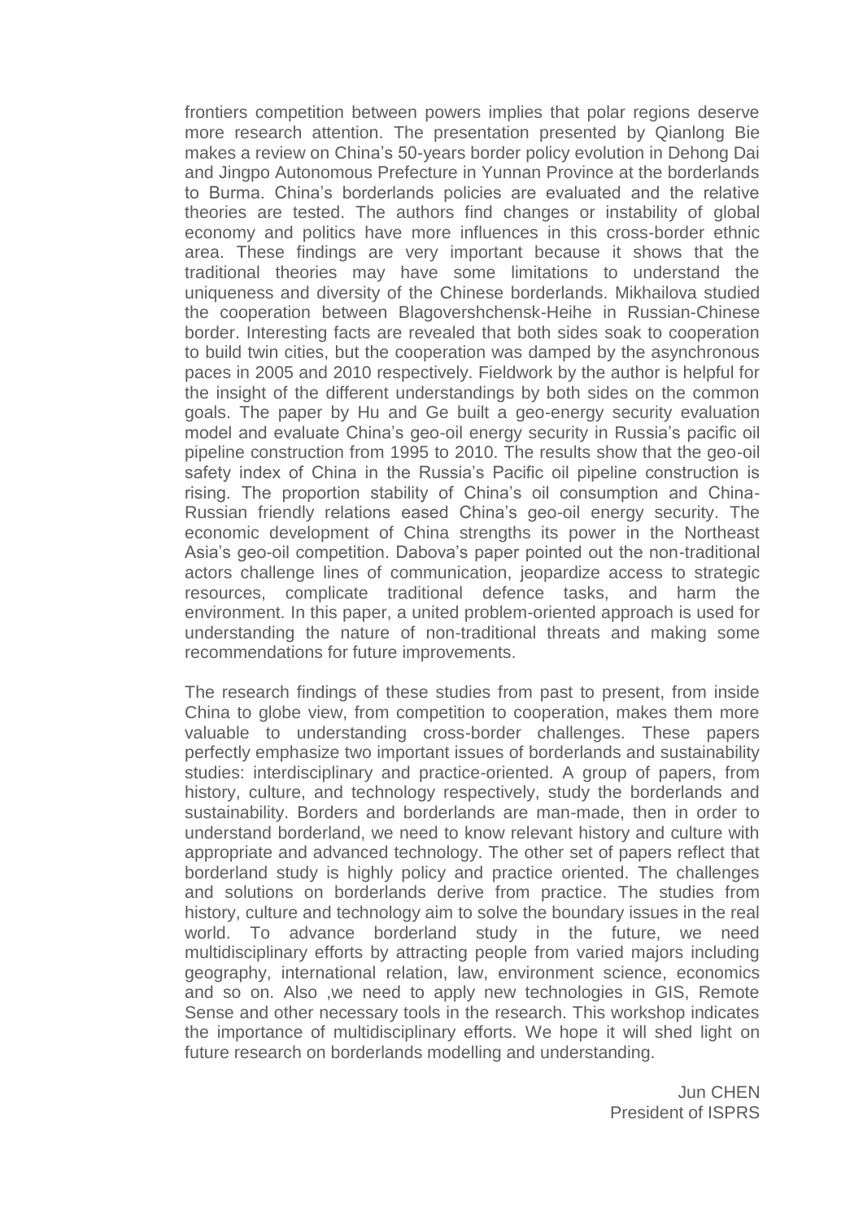frontiers competition between powers implies that polar regions deserve more research attention. The presentation presented by Qianlong Bie makes a review on China's 50-years border policy evolution in Dehong Dai and Jingpo Autonomous Prefecture in Yunnan Province at the borderlands to Burma. China's borderlands policies are evaluated and the relative theories are tested. The authors find changes or instability of global economy and politics have more influences in this cross-border ethnic area. These findings are very important because it shows that the traditional theories may have some limitations to understand the uniqueness and diversity of the Chinese borderlands. Mikhailova studied the cooperation between Blagovershchensk-Heihe in Russian-Chinese border. Interesting facts are revealed that both sides soak to cooperation to build twin cities, but the cooperation was damped by the asynchronous paces in 2005 and 2010 respectively. Fieldwork by the author is helpful for the insight of the different understandings by both sides on the common goals. The paper by Hu and Ge built a geo-energy security evaluation model and evaluate China's geo-oil energy security in Russia's pacific oil pipeline construction from 1995 to 2010. The results show that the geo-oil safety index of China in the Russia's Pacific oil pipeline construction is rising. The proportion stability of China's oil consumption and China-Russian friendly relations eased China's geo-oil energy security. The economic development of China strengths its power in the Northeast Asia's geo-oil competition. Dabova's paper pointed out the non-traditional actors challenge lines of communication, jeopardize access to strategic resources, complicate traditional defence tasks, and harm the environment. In this paper, a united problem-oriented approach is used for understanding the nature of non-traditional threats and making some recommendations for future improvements.

The research findings of these studies from past to present, from inside China to globe view, from competition to cooperation, makes them more valuable to understanding cross-border challenges. These papers perfectly emphasize two important issues of borderlands and sustainability studies: interdisciplinary and practice-oriented. A group of papers, from history, culture, and technology respectively, study the borderlands and sustainability. Borders and borderlands are man-made, then in order to understand borderland, we need to know relevant history and culture with appropriate and advanced technology. The other set of papers reflect that borderland study is highly policy and practice oriented. The challenges and solutions on borderlands derive from practice. The studies from history, culture and technology aim to solve the boundary issues in the real world. To advance borderland study in the future, we need multidisciplinary efforts by attracting people from varied majors including geography, international relation, law, environment science, economics and so on. Also ,we need to apply new technologies in GIS, Remote Sense and other necessary tools in the research. This workshop indicates the importance of multidisciplinary efforts. We hope it will shed light on future research on borderlands modelling and understanding.

Jun CHEN  
President of ISPRS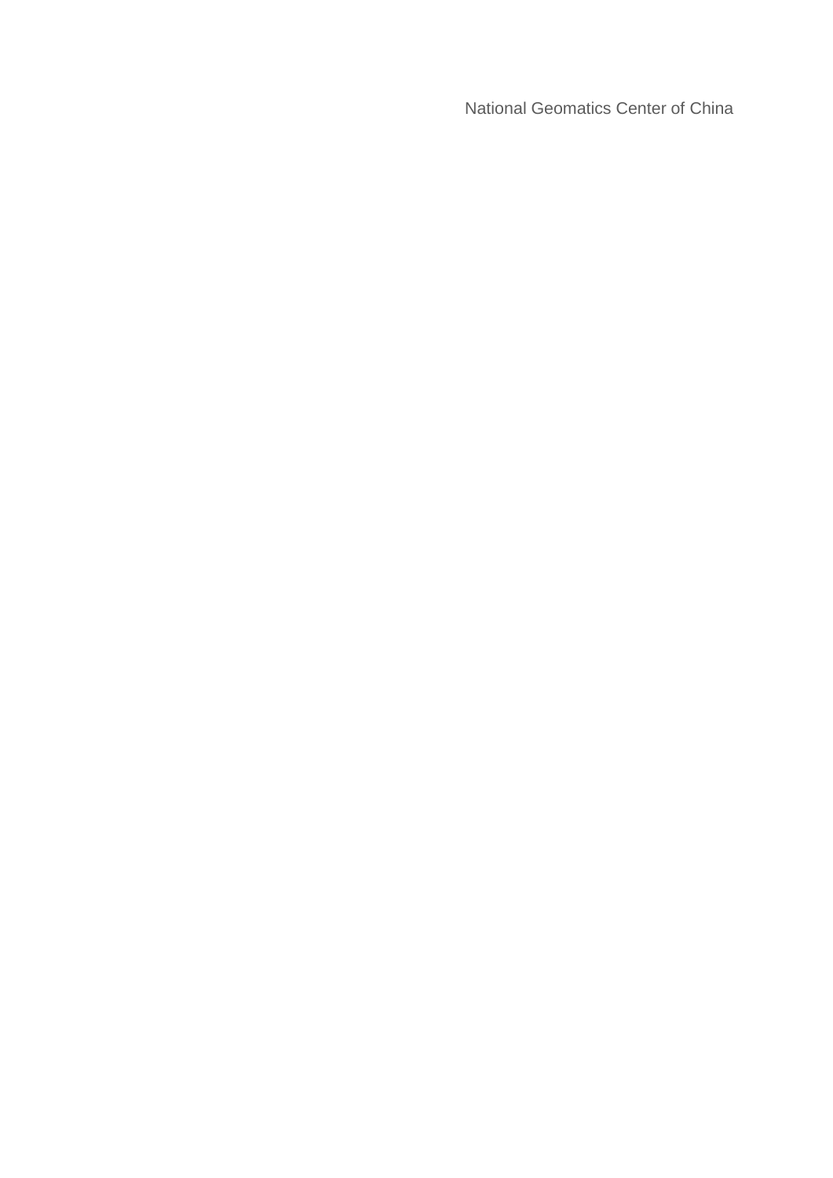National Geomatics Center of China